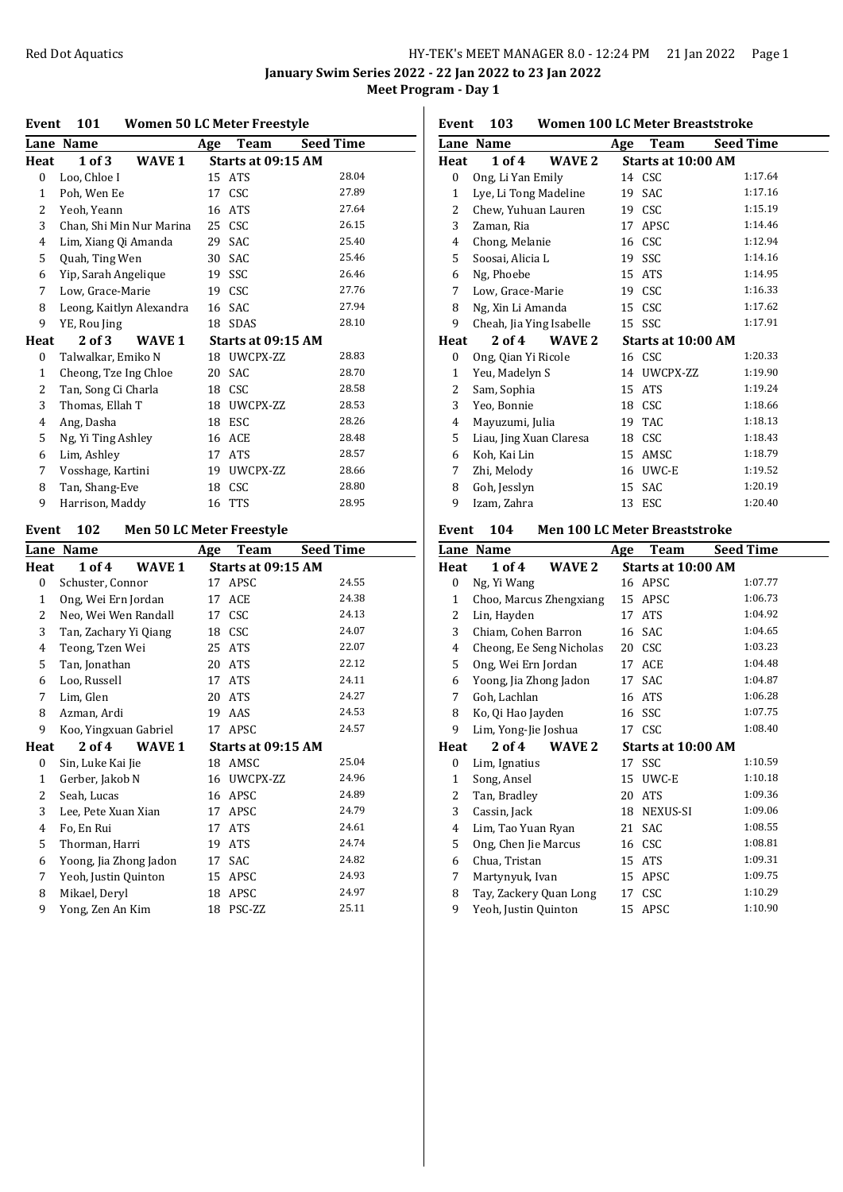**January Swim Series 2022 - 22 Jan 2022 to 23 Jan 2022**

**Meet Program - Day 1**

## Event 101 Women 50 LC Meter Freestyle

| Lane | Name | Age | Team | Seed Time |
|---|---|---|---|---|
| **Heat 1 of 3 WAVE 1** | | | **Starts at 09:15 AM** | |
| 0 | Loo, Chloe I | 15 | ATS | 28.04 |
| 1 | Poh, Wen Ee | 17 | CSC | 27.89 |
| 2 | Yeoh, Yeann | 16 | ATS | 27.64 |
| 3 | Chan, Shi Min Nur Marina | 25 | CSC | 26.15 |
| 4 | Lim, Xiang Qi Amanda | 29 | SAC | 25.40 |
| 5 | Quah, Ting Wen | 30 | SAC | 25.46 |
| 6 | Yip, Sarah Angelique | 19 | SSC | 26.46 |
| 7 | Low, Grace-Marie | 19 | CSC | 27.76 |
| 8 | Leong, Kaitlyn Alexandra | 16 | SAC | 27.94 |
| 9 | YE, Rou Jing | 18 | SDAS | 28.10 |
| **Heat 2 of 3 WAVE 1** | | | **Starts at 09:15 AM** | |
| 0 | Talwalkar, Emiko N | 18 | UWCPX-ZZ | 28.83 |
| 1 | Cheong, Tze Ing Chloe | 20 | SAC | 28.70 |
| 2 | Tan, Song Ci Charla | 18 | CSC | 28.58 |
| 3 | Thomas, Ellah T | 18 | UWCPX-ZZ | 28.53 |
| 4 | Ang, Dasha | 18 | ESC | 28.26 |
| 5 | Ng, Yi Ting Ashley | 16 | ACE | 28.48 |
| 6 | Lim, Ashley | 17 | ATS | 28.57 |
| 7 | Vosshage, Kartini | 19 | UWCPX-ZZ | 28.66 |
| 8 | Tan, Shang-Eve | 18 | CSC | 28.80 |
| 9 | Harrison, Maddy | 16 | TTS | 28.95 |

## Event 102 Men 50 LC Meter Freestyle

| Lane | Name | Age | Team | Seed Time |
|---|---|---|---|---|
| **Heat 1 of 4 WAVE 1** | | | **Starts at 09:15 AM** | |
| 0 | Schuster, Connor | 17 | APSC | 24.55 |
| 1 | Ong, Wei Ern Jordan | 17 | ACE | 24.38 |
| 2 | Neo, Wei Wen Randall | 17 | CSC | 24.13 |
| 3 | Tan, Zachary Yi Qiang | 18 | CSC | 24.07 |
| 4 | Teong, Tzen Wei | 25 | ATS | 22.07 |
| 5 | Tan, Jonathan | 20 | ATS | 22.12 |
| 6 | Loo, Russell | 17 | ATS | 24.11 |
| 7 | Lim, Glen | 20 | ATS | 24.27 |
| 8 | Azman, Ardi | 19 | AAS | 24.53 |
| 9 | Koo, Yingxuan Gabriel | 17 | APSC | 24.57 |
| **Heat 2 of 4 WAVE 1** | | | **Starts at 09:15 AM** | |
| 0 | Sin, Luke Kai Jie | 18 | AMSC | 25.04 |
| 1 | Gerber, Jakob N | 16 | UWCPX-ZZ | 24.96 |
| 2 | Seah, Lucas | 16 | APSC | 24.89 |
| 3 | Lee, Pete Xuan Xian | 17 | APSC | 24.79 |
| 4 | Fo, En Rui | 17 | ATS | 24.61 |
| 5 | Thorman, Harri | 19 | ATS | 24.74 |
| 6 | Yoong, Jia Zhong Jadon | 17 | SAC | 24.82 |
| 7 | Yeoh, Justin Quinton | 15 | APSC | 24.93 |
| 8 | Mikael, Deryl | 18 | APSC | 24.97 |
| 9 | Yong, Zen An Kim | 18 | PSC-ZZ | 25.11 |

## Event 103 Women 100 LC Meter Breaststroke

| Lane | Name | Age | Team | Seed Time |
|---|---|---|---|---|
| **Heat 1 of 4 WAVE 2** | | | **Starts at 10:00 AM** | |
| 0 | Ong, Li Yan Emily | 14 | CSC | 1:17.64 |
| 1 | Lye, Li Tong Madeline | 19 | SAC | 1:17.16 |
| 2 | Chew, Yuhuan Lauren | 19 | CSC | 1:15.19 |
| 3 | Zaman, Ria | 17 | APSC | 1:14.46 |
| 4 | Chong, Melanie | 16 | CSC | 1:12.94 |
| 5 | Soosai, Alicia L | 19 | SSC | 1:14.16 |
| 6 | Ng, Phoebe | 15 | ATS | 1:14.95 |
| 7 | Low, Grace-Marie | 19 | CSC | 1:16.33 |
| 8 | Ng, Xin Li Amanda | 15 | CSC | 1:17.62 |
| 9 | Cheah, Jia Ying Isabelle | 15 | SSC | 1:17.91 |
| **Heat 2 of 4 WAVE 2** | | | **Starts at 10:00 AM** | |
| 0 | Ong, Qian Yi Ricole | 16 | CSC | 1:20.33 |
| 1 | Yeu, Madelyn S | 14 | UWCPX-ZZ | 1:19.90 |
| 2 | Sam, Sophia | 15 | ATS | 1:19.24 |
| 3 | Yeo, Bonnie | 18 | CSC | 1:18.66 |
| 4 | Mayuzumi, Julia | 19 | TAC | 1:18.13 |
| 5 | Liau, Jing Xuan Claresa | 18 | CSC | 1:18.43 |
| 6 | Koh, Kai Lin | 15 | AMSC | 1:18.79 |
| 7 | Zhi, Melody | 16 | UWC-E | 1:19.52 |
| 8 | Goh, Jesslyn | 15 | SAC | 1:20.19 |
| 9 | Izam, Zahra | 13 | ESC | 1:20.40 |

## Event 104 Men 100 LC Meter Breaststroke

| Lane | Name | Age | Team | Seed Time |
|---|---|---|---|---|
| **Heat 1 of 4 WAVE 2** | | | **Starts at 10:00 AM** | |
| 0 | Ng, Yi Wang | 16 | APSC | 1:07.77 |
| 1 | Choo, Marcus Zhengxiang | 15 | APSC | 1:06.73 |
| 2 | Lin, Hayden | 17 | ATS | 1:04.92 |
| 3 | Chiam, Cohen Barron | 16 | SAC | 1:04.65 |
| 4 | Cheong, Ee Seng Nicholas | 20 | CSC | 1:03.23 |
| 5 | Ong, Wei Ern Jordan | 17 | ACE | 1:04.48 |
| 6 | Yoong, Jia Zhong Jadon | 17 | SAC | 1:04.87 |
| 7 | Goh, Lachlan | 16 | ATS | 1:06.28 |
| 8 | Ko, Qi Hao Jayden | 16 | SSC | 1:07.75 |
| 9 | Lim, Yong-Jie Joshua | 17 | CSC | 1:08.40 |
| **Heat 2 of 4 WAVE 2** | | | **Starts at 10:00 AM** | |
| 0 | Lim, Ignatius | 17 | SSC | 1:10.59 |
| 1 | Song, Ansel | 15 | UWC-E | 1:10.18 |
| 2 | Tan, Bradley | 20 | ATS | 1:09.36 |
| 3 | Cassin, Jack | 18 | NEXUS-SI | 1:09.06 |
| 4 | Lim, Tao Yuan Ryan | 21 | SAC | 1:08.55 |
| 5 | Ong, Chen Jie Marcus | 16 | CSC | 1:08.81 |
| 6 | Chua, Tristan | 15 | ATS | 1:09.31 |
| 7 | Martynyuk, Ivan | 15 | APSC | 1:09.75 |
| 8 | Tay, Zackery Quan Long | 17 | CSC | 1:10.29 |
| 9 | Yeoh, Justin Quinton | 15 | APSC | 1:10.90 |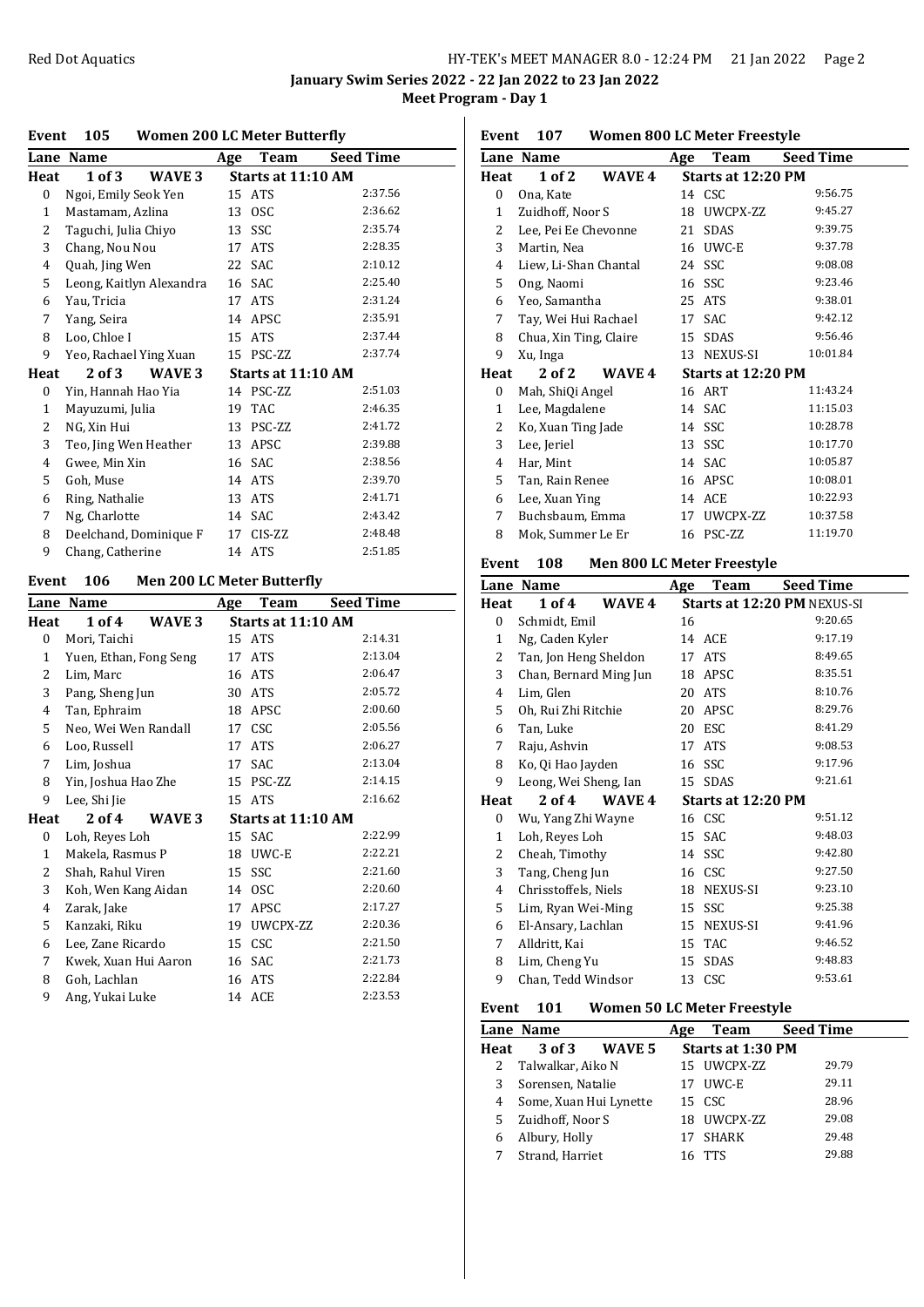**January Swim Series 2022 - 22 Jan 2022 to 23 Jan 2022**

**Meet Program - Day 1**

## Event 105 Women 200 LC Meter Butterfly

| Lane | Name | Age | Team | Seed Time |
|---|---|---|---|---|
| **Heat 1 of 3 WAVE 3** | | | **Starts at 11:10 AM** | |
| 0 | Ngoi, Emily Seok Yen | 15 | ATS | 2:37.56 |
| 1 | Mastamam, Azlina | 13 | OSC | 2:36.62 |
| 2 | Taguchi, Julia Chiyo | 13 | SSC | 2:35.74 |
| 3 | Chang, Nou Nou | 17 | ATS | 2:28.35 |
| 4 | Quah, Jing Wen | 22 | SAC | 2:10.12 |
| 5 | Leong, Kaitlyn Alexandra | 16 | SAC | 2:25.40 |
| 6 | Yau, Tricia | 17 | ATS | 2:31.24 |
| 7 | Yang, Seira | 14 | APSC | 2:35.91 |
| 8 | Loo, Chloe I | 15 | ATS | 2:37.44 |
| 9 | Yeo, Rachael Ying Xuan | 15 | PSC-ZZ | 2:37.74 |
| **Heat 2 of 3 WAVE 3** | | | **Starts at 11:10 AM** | |
| 0 | Yin, Hannah Hao Yia | 14 | PSC-ZZ | 2:51.03 |
| 1 | Mayuzumi, Julia | 19 | TAC | 2:46.35 |
| 2 | NG, Xin Hui | 13 | PSC-ZZ | 2:41.72 |
| 3 | Teo, Jing Wen Heather | 13 | APSC | 2:39.88 |
| 4 | Gwee, Min Xin | 16 | SAC | 2:38.56 |
| 5 | Goh, Muse | 14 | ATS | 2:39.70 |
| 6 | Ring, Nathalie | 13 | ATS | 2:41.71 |
| 7 | Ng, Charlotte | 14 | SAC | 2:43.42 |
| 8 | Deelchand, Dominique F | 17 | CIS-ZZ | 2:48.48 |
| 9 | Chang, Catherine | 14 | ATS | 2:51.85 |

## Event 106 Men 200 LC Meter Butterfly

| Lane | Name | Age | Team | Seed Time |
|---|---|---|---|---|
| **Heat 1 of 4 WAVE 3** | | | **Starts at 11:10 AM** | |
| 0 | Mori, Taichi | 15 | ATS | 2:14.31 |
| 1 | Yuen, Ethan, Fong Seng | 17 | ATS | 2:13.04 |
| 2 | Lim, Marc | 16 | ATS | 2:06.47 |
| 3 | Pang, Sheng Jun | 30 | ATS | 2:05.72 |
| 4 | Tan, Ephraim | 18 | APSC | 2:00.60 |
| 5 | Neo, Wei Wen Randall | 17 | CSC | 2:05.56 |
| 6 | Loo, Russell | 17 | ATS | 2:06.27 |
| 7 | Lim, Joshua | 17 | SAC | 2:13.04 |
| 8 | Yin, Joshua Hao Zhe | 15 | PSC-ZZ | 2:14.15 |
| 9 | Lee, Shi Jie | 15 | ATS | 2:16.62 |
| **Heat 2 of 4 WAVE 3** | | | **Starts at 11:10 AM** | |
| 0 | Loh, Reyes Loh | 15 | SAC | 2:22.99 |
| 1 | Makela, Rasmus P | 18 | UWC-E | 2:22.21 |
| 2 | Shah, Rahul Viren | 15 | SSC | 2:21.60 |
| 3 | Koh, Wen Kang Aidan | 14 | OSC | 2:20.60 |
| 4 | Zarak, Jake | 17 | APSC | 2:17.27 |
| 5 | Kanzaki, Riku | 19 | UWCPX-ZZ | 2:20.36 |
| 6 | Lee, Zane Ricardo | 15 | CSC | 2:21.50 |
| 7 | Kwek, Xuan Hui Aaron | 16 | SAC | 2:21.73 |
| 8 | Goh, Lachlan | 16 | ATS | 2:22.84 |
| 9 | Ang, Yukai Luke | 14 | ACE | 2:23.53 |

## Event 107 Women 800 LC Meter Freestyle

| Lane | Name | Age | Team | Seed Time |
|---|---|---|---|---|
| **Heat 1 of 2 WAVE 4** | | | **Starts at 12:20 PM** | |
| 0 | Ona, Kate | 14 | CSC | 9:56.75 |
| 1 | Zuidhoff, Noor S | 18 | UWCPX-ZZ | 9:45.27 |
| 2 | Lee, Pei Ee Chevonne | 21 | SDAS | 9:39.75 |
| 3 | Martin, Nea | 16 | UWC-E | 9:37.78 |
| 4 | Liew, Li-Shan Chantal | 24 | SSC | 9:08.08 |
| 5 | Ong, Naomi | 16 | SSC | 9:23.46 |
| 6 | Yeo, Samantha | 25 | ATS | 9:38.01 |
| 7 | Tay, Wei Hui Rachael | 17 | SAC | 9:42.12 |
| 8 | Chua, Xin Ting, Claire | 15 | SDAS | 9:56.46 |
| 9 | Xu, Inga | 13 | NEXUS-SI | 10:01.84 |
| **Heat 2 of 2 WAVE 4** | | | **Starts at 12:20 PM** | |
| 0 | Mah, ShiQi Angel | 16 | ART | 11:43.24 |
| 1 | Lee, Magdalene | 14 | SAC | 11:15.03 |
| 2 | Ko, Xuan Ting Jade | 14 | SSC | 10:28.78 |
| 3 | Lee, Jeriel | 13 | SSC | 10:17.70 |
| 4 | Har, Mint | 14 | SAC | 10:05.87 |
| 5 | Tan, Rain Renee | 16 | APSC | 10:08.01 |
| 6 | Lee, Xuan Ying | 14 | ACE | 10:22.93 |
| 7 | Buchsbaum, Emma | 17 | UWCPX-ZZ | 10:37.58 |
| 8 | Mok, Summer Le Er | 16 | PSC-ZZ | 11:19.70 |

## Event 108 Men 800 LC Meter Freestyle

| Lane | Name | Age | Team | Seed Time |
|---|---|---|---|---|
| **Heat 1 of 4 WAVE 4** | | | **Starts at 12:20 PM** NEXUS-SI | |
| 0 | Schmidt, Emil | 16 | | 9:20.65 |
| 1 | Ng, Caden Kyler | 14 | ACE | 9:17.19 |
| 2 | Tan, Jon Heng Sheldon | 17 | ATS | 8:49.65 |
| 3 | Chan, Bernard Ming Jun | 18 | APSC | 8:35.51 |
| 4 | Lim, Glen | 20 | ATS | 8:10.76 |
| 5 | Oh, Rui Zhi Ritchie | 20 | APSC | 8:29.76 |
| 6 | Tan, Luke | 20 | ESC | 8:41.29 |
| 7 | Raju, Ashvin | 17 | ATS | 9:08.53 |
| 8 | Ko, Qi Hao Jayden | 16 | SSC | 9:17.96 |
| 9 | Leong, Wei Sheng, Ian | 15 | SDAS | 9:21.61 |
| **Heat 2 of 4 WAVE 4** | | | **Starts at 12:20 PM** | |
| 0 | Wu, Yang Zhi Wayne | 16 | CSC | 9:51.12 |
| 1 | Loh, Reyes Loh | 15 | SAC | 9:48.03 |
| 2 | Cheah, Timothy | 14 | SSC | 9:42.80 |
| 3 | Tang, Cheng Jun | 16 | CSC | 9:27.50 |
| 4 | Chrisstoffels, Niels | 18 | NEXUS-SI | 9:23.10 |
| 5 | Lim, Ryan Wei-Ming | 15 | SSC | 9:25.38 |
| 6 | El-Ansary, Lachlan | 15 | NEXUS-SI | 9:41.96 |
| 7 | Alldritt, Kai | 15 | TAC | 9:46.52 |
| 8 | Lim, Cheng Yu | 15 | SDAS | 9:48.83 |
| 9 | Chan, Tedd Windsor | 13 | CSC | 9:53.61 |

## Event 101 Women 50 LC Meter Freestyle

| Lane | Name | Age | Team | Seed Time |
|---|---|---|---|---|
| **Heat 3 of 3 WAVE 5** | | | **Starts at 1:30 PM** | |
| 2 | Talwalkar, Aiko N | 15 | UWCPX-ZZ | 29.79 |
| 3 | Sorensen, Natalie | 17 | UWC-E | 29.11 |
| 4 | Some, Xuan Hui Lynette | 15 | CSC | 28.96 |
| 5 | Zuidhoff, Noor S | 18 | UWCPX-ZZ | 29.08 |
| 6 | Albury, Holly | 17 | SHARK | 29.48 |
| 7 | Strand, Harriet | 16 | TTS | 29.88 |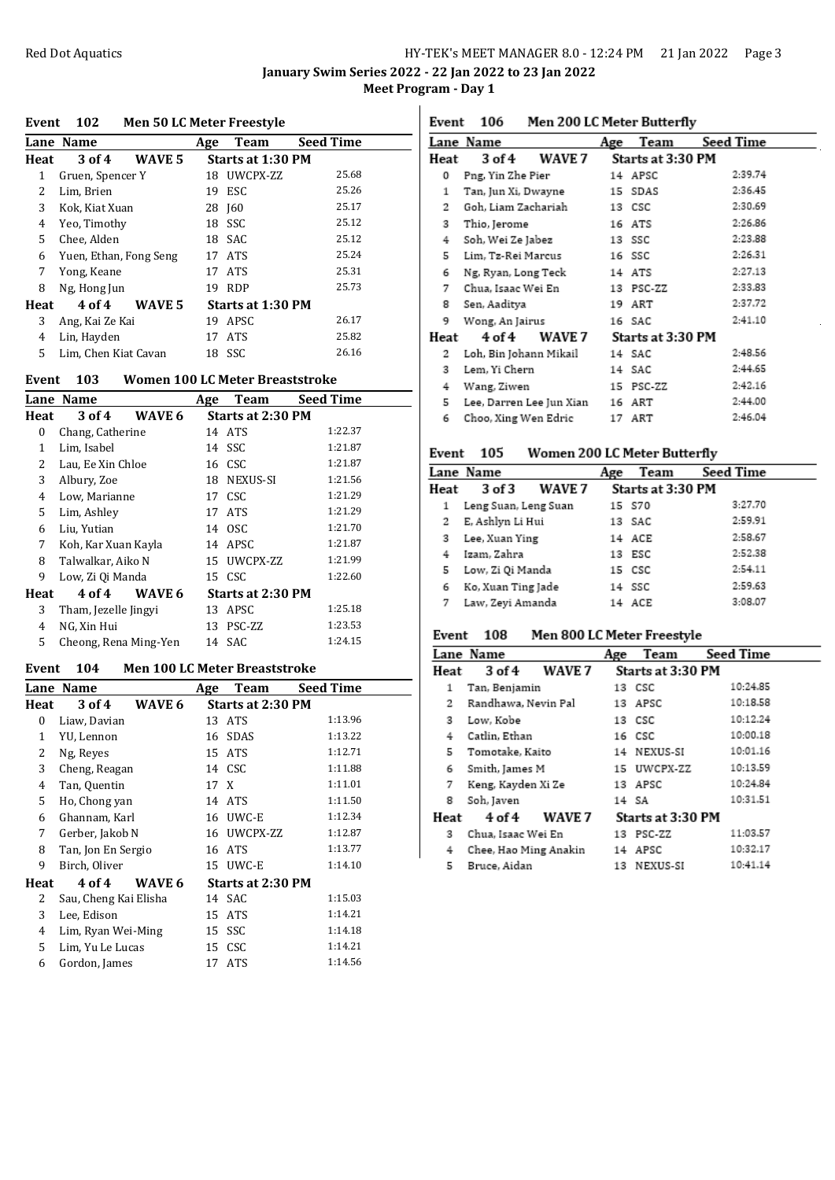**January Swim Series 2022 - 22 Jan 2022 to 23 Jan 2022**

**Meet Program - Day 1**

### Event 102 Men 50 LC Meter Freestyle

| Lane | Name | Age | Team | Seed Time |
|---|---|---|---|---|
| **Heat 3 of 4** | **WAVE 5** | | **Starts at 1:30 PM** | |
| 1 | Gruen, Spencer Y | 18 | UWCPX-ZZ | 25.68 |
| 2 | Lim, Brien | 19 | ESC | 25.26 |
| 3 | Kok, Kiat Xuan | 28 | J60 | 25.17 |
| 4 | Yeo, Timothy | 18 | SSC | 25.12 |
| 5 | Chee, Alden | 18 | SAC | 25.12 |
| 6 | Yuen, Ethan, Fong Seng | 17 | ATS | 25.24 |
| 7 | Yong, Keane | 17 | ATS | 25.31 |
| 8 | Ng, Hong Jun | 19 | RDP | 25.73 |
| **Heat 4 of 4** | **WAVE 5** | | **Starts at 1:30 PM** | |
| 3 | Ang, Kai Ze Kai | 19 | APSC | 26.17 |
| 4 | Lin, Hayden | 17 | ATS | 25.82 |
| 5 | Lim, Chen Kiat Cavan | 18 | SSC | 26.16 |

### Event 103 Women 100 LC Meter Breaststroke

| Lane | Name | Age | Team | Seed Time |
|---|---|---|---|---|
| **Heat 3 of 4** | **WAVE 6** | | **Starts at 2:30 PM** | |
| 0 | Chang, Catherine | 14 | ATS | 1:22.37 |
| 1 | Lim, Isabel | 14 | SSC | 1:21.87 |
| 2 | Lau, Ee Xin Chloe | 16 | CSC | 1:21.87 |
| 3 | Albury, Zoe | 18 | NEXUS-SI | 1:21.56 |
| 4 | Low, Marianne | 17 | CSC | 1:21.29 |
| 5 | Lim, Ashley | 17 | ATS | 1:21.29 |
| 6 | Liu, Yutian | 14 | OSC | 1:21.70 |
| 7 | Koh, Kar Xuan Kayla | 14 | APSC | 1:21.87 |
| 8 | Talwalkar, Aiko N | 15 | UWCPX-ZZ | 1:21.99 |
| 9 | Low, Zi Qi Manda | 15 | CSC | 1:22.60 |
| **Heat 4 of 4** | **WAVE 6** | | **Starts at 2:30 PM** | |
| 3 | Tham, Jezelle Jingyi | 13 | APSC | 1:25.18 |
| 4 | NG, Xin Hui | 13 | PSC-ZZ | 1:23.53 |
| 5 | Cheong, Rena Ming-Yen | 14 | SAC | 1:24.15 |

### Event 104 Men 100 LC Meter Breaststroke

| Lane | Name | Age | Team | Seed Time |
|---|---|---|---|---|
| **Heat 3 of 4** | **WAVE 6** | | **Starts at 2:30 PM** | |
| 0 | Liaw, Davian | 13 | ATS | 1:13.96 |
| 1 | YU, Lennon | 16 | SDAS | 1:13.22 |
| 2 | Ng, Reyes | 15 | ATS | 1:12.71 |
| 3 | Cheng, Reagan | 14 | CSC | 1:11.88 |
| 4 | Tan, Quentin | 17 | X | 1:11.01 |
| 5 | Ho, Chong yan | 14 | ATS | 1:11.50 |
| 6 | Ghannam, Karl | 16 | UWC-E | 1:12.34 |
| 7 | Gerber, Jakob N | 16 | UWCPX-ZZ | 1:12.87 |
| 8 | Tan, Jon En Sergio | 16 | ATS | 1:13.77 |
| 9 | Birch, Oliver | 15 | UWC-E | 1:14.10 |
| **Heat 4 of 4** | **WAVE 6** | | **Starts at 2:30 PM** | |
| 2 | Sau, Cheng Kai Elisha | 14 | SAC | 1:15.03 |
| 3 | Lee, Edison | 15 | ATS | 1:14.21 |
| 4 | Lim, Ryan Wei-Ming | 15 | SSC | 1:14.18 |
| 5 | Lim, Yu Le Lucas | 15 | CSC | 1:14.21 |
| 6 | Gordon, James | 17 | ATS | 1:14.56 |

### Event 106 Men 200 LC Meter Butterfly

| Lane | Name | Age | Team | Seed Time |
|---|---|---|---|---|
| **Heat 3 of 4** | **WAVE 7** | | **Starts at 3:30 PM** | |
| 0 | Png, Yin Zhe Pier | 14 | APSC | 2:39.74 |
| 1 | Tan, Jun Xi, Dwayne | 15 | SDAS | 2:36.45 |
| 2 | Goh, Liam Zachariah | 13 | CSC | 2:30.69 |
| 3 | Thio, Jerome | 16 | ATS | 2:26.86 |
| 4 | Soh, Wei Ze Jabez | 13 | SSC | 2:23.88 |
| 5 | Lim, Tz-Rei Marcus | 16 | SSC | 2:26.31 |
| 6 | Ng, Ryan, Long Teck | 14 | ATS | 2:27.13 |
| 7 | Chua, Isaac Wei En | 13 | PSC-ZZ | 2:33.83 |
| 8 | Sen, Aaditya | 19 | ART | 2:37.72 |
| 9 | Wong, An Jairus | 16 | SAC | 2:41.10 |
| **Heat 4 of 4** | **WAVE 7** | | **Starts at 3:30 PM** | |
| 2 | Loh, Bin Johann Mikail | 14 | SAC | 2:48.56 |
| 3 | Lem, Yi Chern | 14 | SAC | 2:44.65 |
| 4 | Wang, Ziwen | 15 | PSC-ZZ | 2:42.16 |
| 5 | Lee, Darren Lee Jun Xian | 16 | ART | 2:44.00 |
| 6 | Choo, Xing Wen Edric | 17 | ART | 2:46.04 |

### Event 105 Women 200 LC Meter Butterfly

| Lane | Name | Age | Team | Seed Time |
|---|---|---|---|---|
| **Heat 3 of 3** | **WAVE 7** | | **Starts at 3:30 PM** | |
| 1 | Leng Suan, Leng Suan | 15 | S70 | 3:27.70 |
| 2 | E, Ashlyn Li Hui | 13 | SAC | 2:59.91 |
| 3 | Lee, Xuan Ying | 14 | ACE | 2:58.67 |
| 4 | Izam, Zahra | 13 | ESC | 2:52.38 |
| 5 | Low, Zi Qi Manda | 15 | CSC | 2:54.11 |
| 6 | Ko, Xuan Ting Jade | 14 | SSC | 2:59.63 |
| 7 | Law, Zeyi Amanda | 14 | ACE | 3:08.07 |

### Event 108 Men 800 LC Meter Freestyle

| Lane | Name | Age | Team | Seed Time |
|---|---|---|---|---|
| **Heat 3 of 4** | **WAVE 7** | | **Starts at 3:30 PM** | |
| 1 | Tan, Benjamin | 13 | CSC | 10:24.85 |
| 2 | Randhawa, Nevin Pal | 13 | APSC | 10:18.58 |
| 3 | Low, Kobe | 13 | CSC | 10:12.24 |
| 4 | Catlin, Ethan | 16 | CSC | 10:00.18 |
| 5 | Tomotake, Kaito | 14 | NEXUS-SI | 10:01.16 |
| 6 | Smith, James M | 15 | UWCPX-ZZ | 10:13.59 |
| 7 | Keng, Kayden Xi Ze | 13 | APSC | 10:24.84 |
| 8 | Soh, Javen | 14 | SA | 10:31.51 |
| **Heat 4 of 4** | **WAVE 7** | | **Starts at 3:30 PM** | |
| 3 | Chua, Isaac Wei En | 13 | PSC-ZZ | 11:03.57 |
| 4 | Chee, Hao Ming Anakin | 14 | APSC | 10:32.17 |
| 5 | Bruce, Aidan | 13 | NEXUS-SI | 10:41.14 |